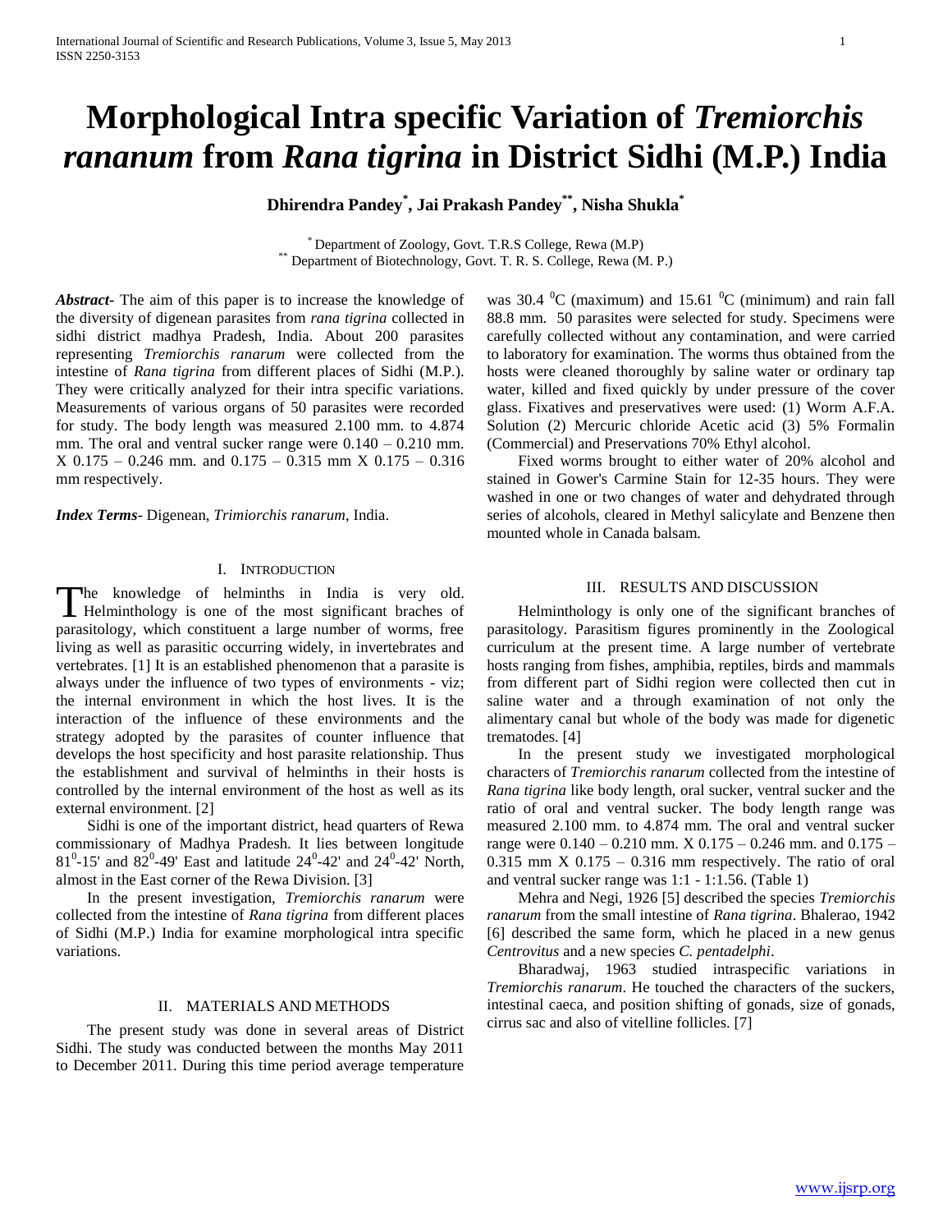# Morphological Intra specific Variation of *Tremiorchis rananum* from *Rana tigrina* in District Sidhi (M.P.) India

**Dhirendra Pandey[*], Jai Prakash Pandey[**], Nisha Shukla[*]**

[*] Department of Zoology, Govt. T.R.S College, Rewa (M.P)
[**] Department of Biotechnology, Govt. T. R. S. College, Rewa (M. P.)

***Abstract-*** The aim of this paper is to increase the knowledge of the diversity of digenean parasites from *rana tigrina* collected in sidhi district madhya Pradesh, India. About 200 parasites representing *Tremiorchis ranarum* were collected from the intestine of *Rana tigrina* from different places of Sidhi (M.P.). They were critically analyzed for their intra specific variations. Measurements of various organs of 50 parasites were recorded for study. The body length was measured 2.100 mm. to 4.874 mm. The oral and ventral sucker range were 0.140 – 0.210 mm. X 0.175 – 0.246 mm. and 0.175 – 0.315 mm X 0.175 – 0.316 mm respectively.

***Index Terms-*** Digenean, *Trimiorchis ranarum*, India.

## I. Introduction

The knowledge of helminths in India is very old. Helminthology is one of the most significant braches of parasitology, which constituent a large number of worms, free living as well as parasitic occurring widely, in invertebrates and vertebrates. [1] It is an established phenomenon that a parasite is always under the influence of two types of environments - viz; the internal environment in which the host lives. It is the interaction of the influence of these environments and the strategy adopted by the parasites of counter influence that develops the host specificity and host parasite relationship. Thus the establishment and survival of helminths in their hosts is controlled by the internal environment of the host as well as its external environment. [2]

Sidhi is one of the important district, head quarters of Rewa commissionary of Madhya Pradesh. It lies between longitude $81^0$-15' and $82^0$-49' East and latitude $24^0$-42' and $24^0$-42' North, almost in the East corner of the Rewa Division. [3]

In the present investigation, *Tremiorchis ranarum* were collected from the intestine of *Rana tigrina* from different places of Sidhi (M.P.) India for examine morphological intra specific variations.

## II. Materials and Methods

The present study was done in several areas of District Sidhi. The study was conducted between the months May 2011 to December 2011. During this time period average temperature was 30.4 $^0$C (maximum) and 15.61 $^0$C (minimum) and rain fall 88.8 mm. 50 parasites were selected for study. Specimens were carefully collected without any contamination, and were carried to laboratory for examination. The worms thus obtained from the hosts were cleaned thoroughly by saline water or ordinary tap water, killed and fixed quickly by under pressure of the cover glass. Fixatives and preservatives were used: (1) Worm A.F.A. Solution (2) Mercuric chloride Acetic acid (3) 5% Formalin (Commercial) and Preservations 70% Ethyl alcohol.

Fixed worms brought to either water of 20% alcohol and stained in Gower's Carmine Stain for 12-35 hours. They were washed in one or two changes of water and dehydrated through series of alcohols, cleared in Methyl salicylate and Benzene then mounted whole in Canada balsam.

## III. Results and Discussion

Helminthology is only one of the significant branches of parasitology. Parasitism figures prominently in the Zoological curriculum at the present time. A large number of vertebrate hosts ranging from fishes, amphibia, reptiles, birds and mammals from different part of Sidhi region were collected then cut in saline water and a through examination of not only the alimentary canal but whole of the body was made for digenetic trematodes. [4]

In the present study we investigated morphological characters of *Tremiorchis ranarum* collected from the intestine of *Rana tigrina* like body length, oral sucker, ventral sucker and the ratio of oral and ventral sucker. The body length range was measured 2.100 mm. to 4.874 mm. The oral and ventral sucker range were 0.140 – 0.210 mm. X 0.175 – 0.246 mm. and 0.175 – 0.315 mm X 0.175 – 0.316 mm respectively. The ratio of oral and ventral sucker range was 1:1 - 1:1.56. (Table 1)

Mehra and Negi, 1926 [5] described the species *Tremiorchis ranarum* from the small intestine of *Rana tigrina*. Bhalerao, 1942 [6] described the same form, which he placed in a new genus *Centrovitus* and a new species *C. pentadelphi*.

Bharadwaj, 1963 studied intraspecific variations in *Tremiorchis ranarum*. He touched the characters of the suckers, intestinal caeca, and position shifting of gonads, size of gonads, cirrus sac and also of vitelline follicles. [7]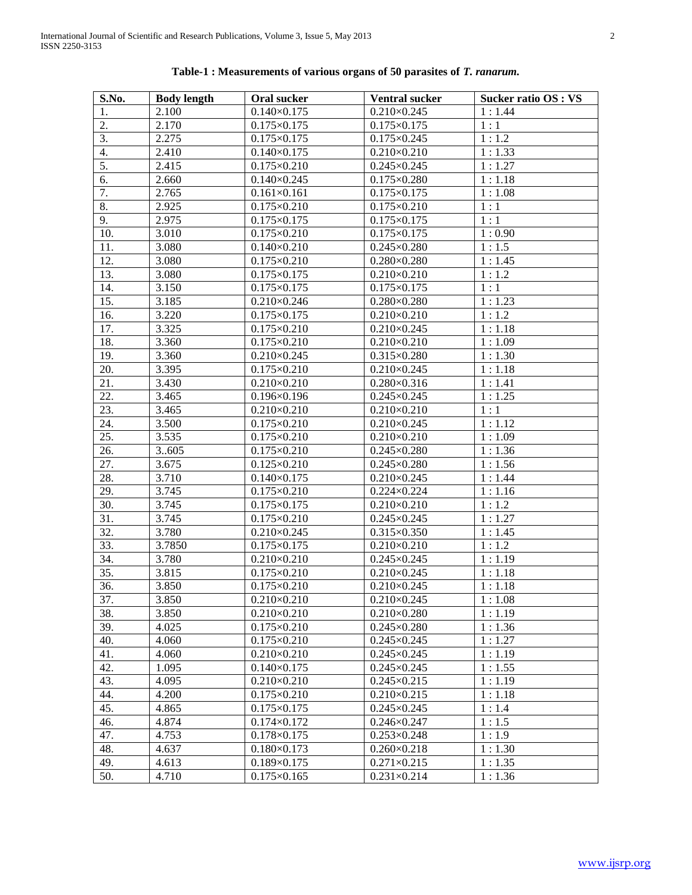**Table-1 : Measurements of various organs of 50 parasites of *T. ranarum*.**

| S.No. | Body length | Oral sucker | Ventral sucker | Sucker ratio OS : VS |
|---|---|---|---|---|
| 1. | 2.100 | 0.140×0.175 | 0.210×0.245 | 1 : 1.44 |
| 2. | 2.170 | 0.175×0.175 | 0.175×0.175 | 1 : 1 |
| 3. | 2.275 | 0.175×0.175 | 0.175×0.245 | 1 : 1.2 |
| 4. | 2.410 | 0.140×0.175 | 0.210×0.210 | 1 : 1.33 |
| 5. | 2.415 | 0.175×0.210 | 0.245×0.245 | 1 : 1.27 |
| 6. | 2.660 | 0.140×0.245 | 0.175×0.280 | 1 : 1.18 |
| 7. | 2.765 | 0.161×0.161 | 0.175×0.175 | 1 : 1.08 |
| 8. | 2.925 | 0.175×0.210 | 0.175×0.210 | 1 : 1 |
| 9. | 2.975 | 0.175×0.175 | 0.175×0.175 | 1 : 1 |
| 10. | 3.010 | 0.175×0.210 | 0.175×0.175 | 1 : 0.90 |
| 11. | 3.080 | 0.140×0.210 | 0.245×0.280 | 1 : 1.5 |
| 12. | 3.080 | 0.175×0.210 | 0.280×0.280 | 1 : 1.45 |
| 13. | 3.080 | 0.175×0.175 | 0.210×0.210 | 1 : 1.2 |
| 14. | 3.150 | 0.175×0.175 | 0.175×0.175 | 1 : 1 |
| 15. | 3.185 | 0.210×0.246 | 0.280×0.280 | 1 : 1.23 |
| 16. | 3.220 | 0.175×0.175 | 0.210×0.210 | 1 : 1.2 |
| 17. | 3.325 | 0.175×0.210 | 0.210×0.245 | 1 : 1.18 |
| 18. | 3.360 | 0.175×0.210 | 0.210×0.210 | 1 : 1.09 |
| 19. | 3.360 | 0.210×0.245 | 0.315×0.280 | 1 : 1.30 |
| 20. | 3.395 | 0.175×0.210 | 0.210×0.245 | 1 : 1.18 |
| 21. | 3.430 | 0.210×0.210 | 0.280×0.316 | 1 : 1.41 |
| 22. | 3.465 | 0.196×0.196 | 0.245×0.245 | 1 : 1.25 |
| 23. | 3.465 | 0.210×0.210 | 0.210×0.210 | 1 : 1 |
| 24. | 3.500 | 0.175×0.210 | 0.210×0.245 | 1 : 1.12 |
| 25. | 3.535 | 0.175×0.210 | 0.210×0.210 | 1 : 1.09 |
| 26. | 3..605 | 0.175×0.210 | 0.245×0.280 | 1 : 1.36 |
| 27. | 3.675 | 0.125×0.210 | 0.245×0.280 | 1 : 1.56 |
| 28. | 3.710 | 0.140×0.175 | 0.210×0.245 | 1 : 1.44 |
| 29. | 3.745 | 0.175×0.210 | 0.224×0.224 | 1 : 1.16 |
| 30. | 3.745 | 0.175×0.175 | 0.210×0.210 | 1 : 1.2 |
| 31. | 3.745 | 0.175×0.210 | 0.245×0.245 | 1 : 1.27 |
| 32. | 3.780 | 0.210×0.245 | 0.315×0.350 | 1 : 1.45 |
| 33. | 3.7850 | 0.175×0.175 | 0.210×0.210 | 1 : 1.2 |
| 34. | 3.780 | 0.210×0.210 | 0.245×0.245 | 1 : 1.19 |
| 35. | 3.815 | 0.175×0.210 | 0.210×0.245 | 1 : 1.18 |
| 36. | 3.850 | 0.175×0.210 | 0.210×0.245 | 1 : 1.18 |
| 37. | 3.850 | 0.210×0.210 | 0.210×0.245 | 1 : 1.08 |
| 38. | 3.850 | 0.210×0.210 | 0.210×0.280 | 1 : 1.19 |
| 39. | 4.025 | 0.175×0.210 | 0.245×0.280 | 1 : 1.36 |
| 40. | 4.060 | 0.175×0.210 | 0.245×0.245 | 1 : 1.27 |
| 41. | 4.060 | 0.210×0.210 | 0.245×0.245 | 1 : 1.19 |
| 42. | 1.095 | 0.140×0.175 | 0.245×0.245 | 1 : 1.55 |
| 43. | 4.095 | 0.210×0.210 | 0.245×0.215 | 1 : 1.19 |
| 44. | 4.200 | 0.175×0.210 | 0.210×0.215 | 1 : 1.18 |
| 45. | 4.865 | 0.175×0.175 | 0.245×0.245 | 1 : 1.4 |
| 46. | 4.874 | 0.174×0.172 | 0.246×0.247 | 1 : 1.5 |
| 47. | 4.753 | 0.178×0.175 | 0.253×0.248 | 1 : 1.9 |
| 48. | 4.637 | 0.180×0.173 | 0.260×0.218 | 1 : 1.30 |
| 49. | 4.613 | 0.189×0.175 | 0.271×0.215 | 1 : 1.35 |
| 50. | 4.710 | 0.175×0.165 | 0.231×0.214 | 1 : 1.36 |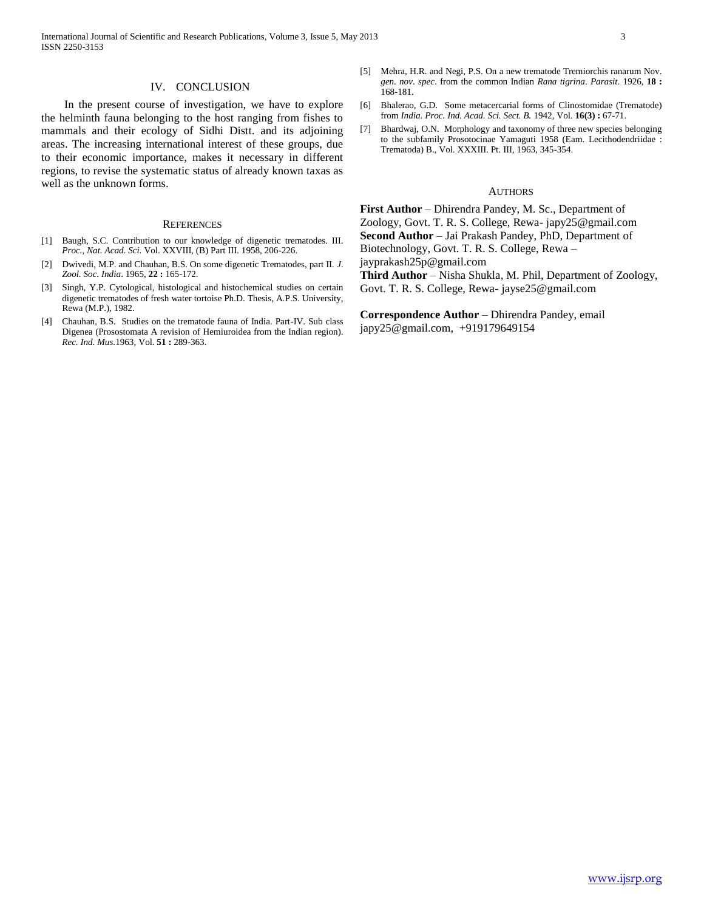## IV. CONCLUSION

In the present course of investigation, we have to explore the helminth fauna belonging to the host ranging from fishes to mammals and their ecology of Sidhi Distt. and its adjoining areas. The increasing international interest of these groups, due to their economic importance, makes it necessary in different regions, to revise the systematic status of already known taxas as well as the unknown forms.

## REFERENCES

[1] Baugh, S.C. Contribution to our knowledge of digenetic trematodes. III. *Proc., Nat. Acad. Sci.* Vol. XXVIII, (B) Part III. 1958, 206-226.

[2] Dwivedi, M.P. and Chauhan, B.S. On some digenetic Trematodes, part II. *J. Zool. Soc. India*. 1965, **22 :** 165-172.

[3] Singh, Y.P. Cytological, histological and histochemical studies on certain digenetic trematodes of fresh water tortoise Ph.D. Thesis, A.P.S. University, Rewa (M.P.), 1982.

[4] Chauhan, B.S. Studies on the trematode fauna of India. Part-IV. Sub class Digenea (Prosostomata A revision of Hemiuroidea from the Indian region). *Rec. Ind. Mus.*1963, Vol. **51 :** 289-363.

[5] Mehra, H.R. and Negi, P.S. On a new trematode Tremiorchis ranarum Nov. *gen. nov. spec*. from the common Indian *Rana tigrina*. *Parasit*. 1926, **18 :** 168-181.

[6] Bhalerao, G.D. Some metacercarial forms of Clinostomidae (Trematode) from *India. Proc. Ind. Acad. Sci. Sect. B.* 1942, Vol. **16(3) :** 67-71.

[7] Bhardwaj, O.N. Morphology and taxonomy of three new species belonging to the subfamily Prosotocinae Yamaguti 1958 (Eam. Lecithodendriidae : Trematoda) B., Vol. XXXIII. Pt. III, 1963, 345-354.

## AUTHORS

**First Author** – Dhirendra Pandey, M. Sc., Department of Zoology, Govt. T. R. S. College, Rewa- japy25@gmail.com

**Second Author** – Jai Prakash Pandey, PhD, Department of Biotechnology, Govt. T. R. S. College, Rewa – jayprakash25p@gmail.com

**Third Author** – Nisha Shukla, M. Phil, Department of Zoology, Govt. T. R. S. College, Rewa- jayse25@gmail.com

**Correspondence Author** – Dhirendra Pandey, email japy25@gmail.com, +919179649154